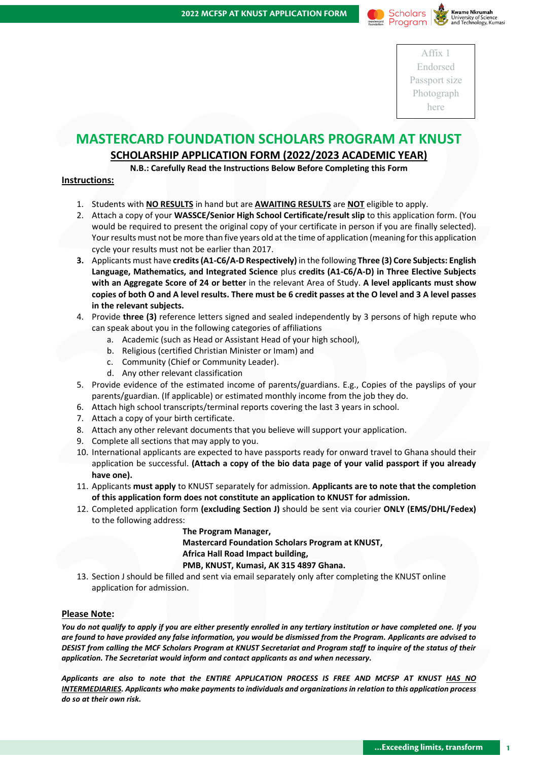Affix 1 Endorsed Passport size Photograph here

# MASTERCARD FOUNDATION SCHOLARS PROGRAM AT KNUST

## SCHOLARSHIP APPLICATION FORM (2022/2023 ACADEMIC YEAR)

**N.B.: Carefully Read the Instructions Below Before Completing this Form**

**Instructions:**

1. Students with **NO RESULTS** in hand but are **AWAITING RESULTS** are **NOT** eligible to apply.
2. Attach a copy of your **WASSCE/Senior High School Certificate/result slip** to this application form. (You would be required to present the original copy of your certificate in person if you are finally selected). Your results must not be more than five years old at the time of application (meaning for this application cycle your results must not be earlier than 2017.
3. Applicants must have **credits (A1-C6/A-D Respectively)** in the following **Three (3) Core Subjects: English Language, Mathematics, and Integrated Science** plus **credits (A1-C6/A-D) in Three Elective Subjects with an Aggregate Score of 24 or better** in the relevant Area of Study. **A level applicants must show copies of both O and A level results. There must be 6 credit passes at the O level and 3 A level passes in the relevant subjects.**
4. Provide **three (3)** reference letters signed and sealed independently by 3 persons of high repute who can speak about you in the following categories of affiliations
   a. Academic (such as Head or Assistant Head of your high school),
   b. Religious (certified Christian Minister or Imam) and
   c. Community (Chief or Community Leader).
   d. Any other relevant classification
5. Provide evidence of the estimated income of parents/guardians. E.g., Copies of the payslips of your parents/guardian. (If applicable) or estimated monthly income from the job they do.
6. Attach high school transcripts/terminal reports covering the last 3 years in school.
7. Attach a copy of your birth certificate.
8. Attach any other relevant documents that you believe will support your application.
9. Complete all sections that may apply to you.
10. International applicants are expected to have passports ready for onward travel to Ghana should their application be successful. **(Attach a copy of the bio data page of your valid passport if you already have one).**
11. Applicants **must apply** to KNUST separately for admission. **Applicants are to note that the completion of this application form does not constitute an application to KNUST for admission.**
12. Completed application form **(excluding Section J)** should be sent via courier **ONLY (EMS/DHL/Fedex)** to the following address:

    **The Program Manager,**
    **Mastercard Foundation Scholars Program at KNUST,**
    **Africa Hall Road Impact building,**
    **PMB, KNUST, Kumasi, AK 315 4897 Ghana.**

13. Section J should be filled and sent via email separately only after completing the KNUST online application for admission.

**Please Note:**

***You do not qualify to apply if you are either presently enrolled in any tertiary institution or have completed one. If you are found to have provided any false information, you would be dismissed from the Program. Applicants are advised to DESIST from calling the MCF Scholars Program at KNUST Secretariat and Program staff to inquire of the status of their application. The Secretariat would inform and contact applicants as and when necessary.***

***Applicants are also to note that the ENTIRE APPLICATION PROCESS IS FREE AND MCFSP AT KNUST HAS NO INTERMEDIARIES. Applicants who make payments to individuals and organizations in relation to this application process do so at their own risk.***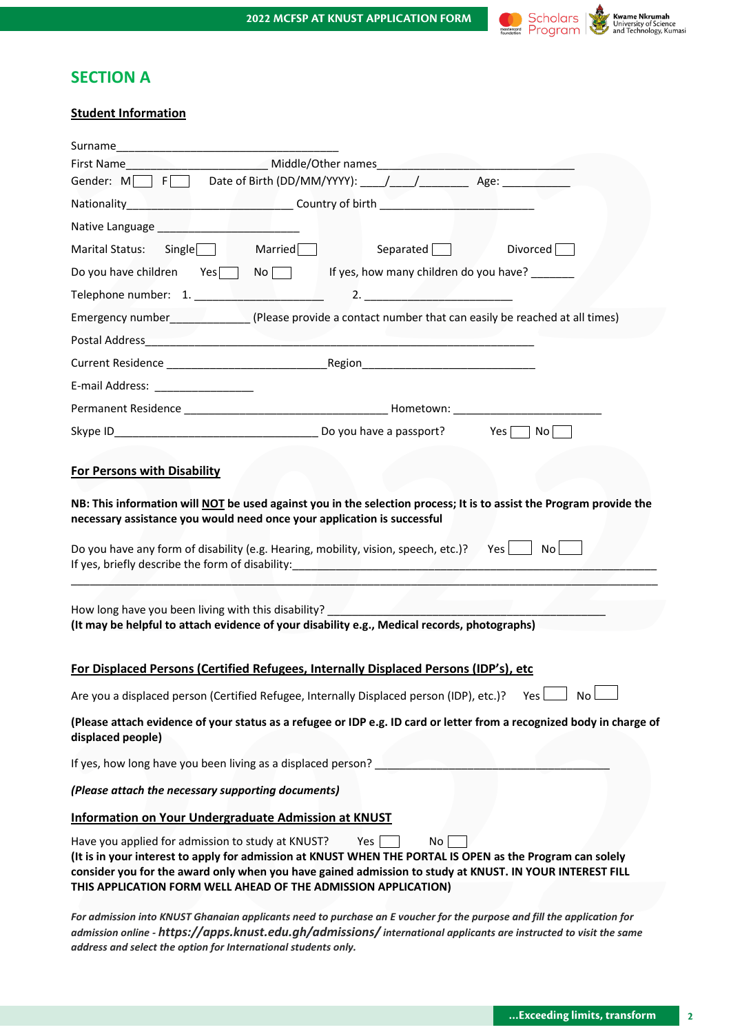## SECTION A

### Student Information

Surname____________________________________

First Name______________________ Middle/Other names_______________________________

Gender: M☐ F☐ Date of Birth (DD/MM/YYYY): ____/____/________ Age: ___________

Nationality__________________________ Country of birth ________________________

Native Language ______________________

Marital Status: Single☐ Married☐ Separated☐ Divorced☐

Do you have children Yes☐ No☐ If yes, how many children do you have? _______

Telephone number: 1. ____________________ 2. _______________________

Emergency number____________ (Please provide a contact number that can easily be reached at all times)

Postal Address_____________________________________________________________

Current Residence _________________________Region___________________________

E-mail Address: ________________

Permanent Residence ________________________________ Hometown: _______________________

Skype ID________________________________ Do you have a passport? Yes☐ No☐

### For Persons with Disability

**NB: This information will NOT be used against you in the selection process; It is to assist the Program provide the necessary assistance you would need once your application is successful**

Do you have any form of disability (e.g. Hearing, mobility, vision, speech, etc.)? Yes☐ No☐

If yes, briefly describe the form of disability:_____________________________________________________________

_____________________________________________________________________________________

How long have you been living with this disability? ____________________________________________

**(It may be helpful to attach evidence of your disability e.g., Medical records, photographs)**

### For Displaced Persons (Certified Refugees, Internally Displaced Persons (IDP's), etc

Are you a displaced person (Certified Refugee, Internally Displaced person (IDP), etc.)? Yes☐ No☐

**(Please attach evidence of your status as a refugee or IDP e.g. ID card or letter from a recognized body in charge of displaced people)**

If yes, how long have you been living as a displaced person? ____________________________________

***(Please attach the necessary supporting documents)***

### Information on Your Undergraduate Admission at KNUST

Have you applied for admission to study at KNUST? Yes☐ No☐

**(It is in your interest to apply for admission at KNUST WHEN THE PORTAL IS OPEN as the Program can solely consider you for the award only when you have gained admission to study at KNUST. IN YOUR INTEREST FILL THIS APPLICATION FORM WELL AHEAD OF THE ADMISSION APPLICATION)**

***For admission into KNUST Ghanaian applicants need to purchase an E voucher for the purpose and fill the application for admission online - https://apps.knust.edu.gh/admissions/ international applicants are instructed to visit the same address and select the option for International students only.***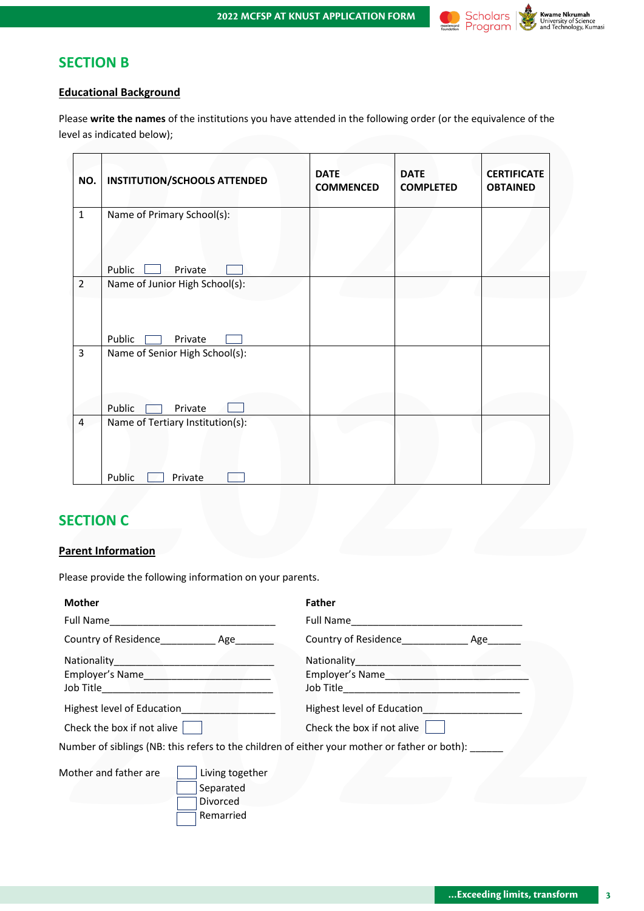## SECTION B

**Educational Background**

Please **write the names** of the institutions you have attended in the following order (or the equivalence of the level as indicated below);

| NO. | INSTITUTION/SCHOOLS ATTENDED | DATE COMMENCED | DATE COMPLETED | CERTIFICATE OBTAINED |
|---|---|---|---|---|
| 1 | Name of Primary School(s): <br><br> Public ☐ Private ☐ | | | |
| 2 | Name of Junior High School(s): <br><br> Public ☐ Private ☐ | | | |
| 3 | Name of Senior High School(s): <br><br> Public ☐ Private ☐ | | | |
| 4 | Name of Tertiary Institution(s): <br><br> Public ☐ Private ☐ | | | |

## SECTION C

**Parent Information**

Please provide the following information on your parents.

**Mother**

Full Name_______________________________

Country of Residence__________ Age_______

Nationality_______________________________

Employer's Name________________________

Job Title________________________________

Highest level of Education_________________

Check the box if not alive ☐

**Father**

Full Name________________________________

Country of Residence____________ Age______

Nationality_______________________________

Employer's Name__________________________

Job Title_________________________________

Highest level of Education__________________

Check the box if not alive ☐

Number of siblings (NB: this refers to the children of either your mother or father or both): ______

Mother and father are
- ☐ Living together
- ☐ Separated
- ☐ Divorced
- ☐ Remarried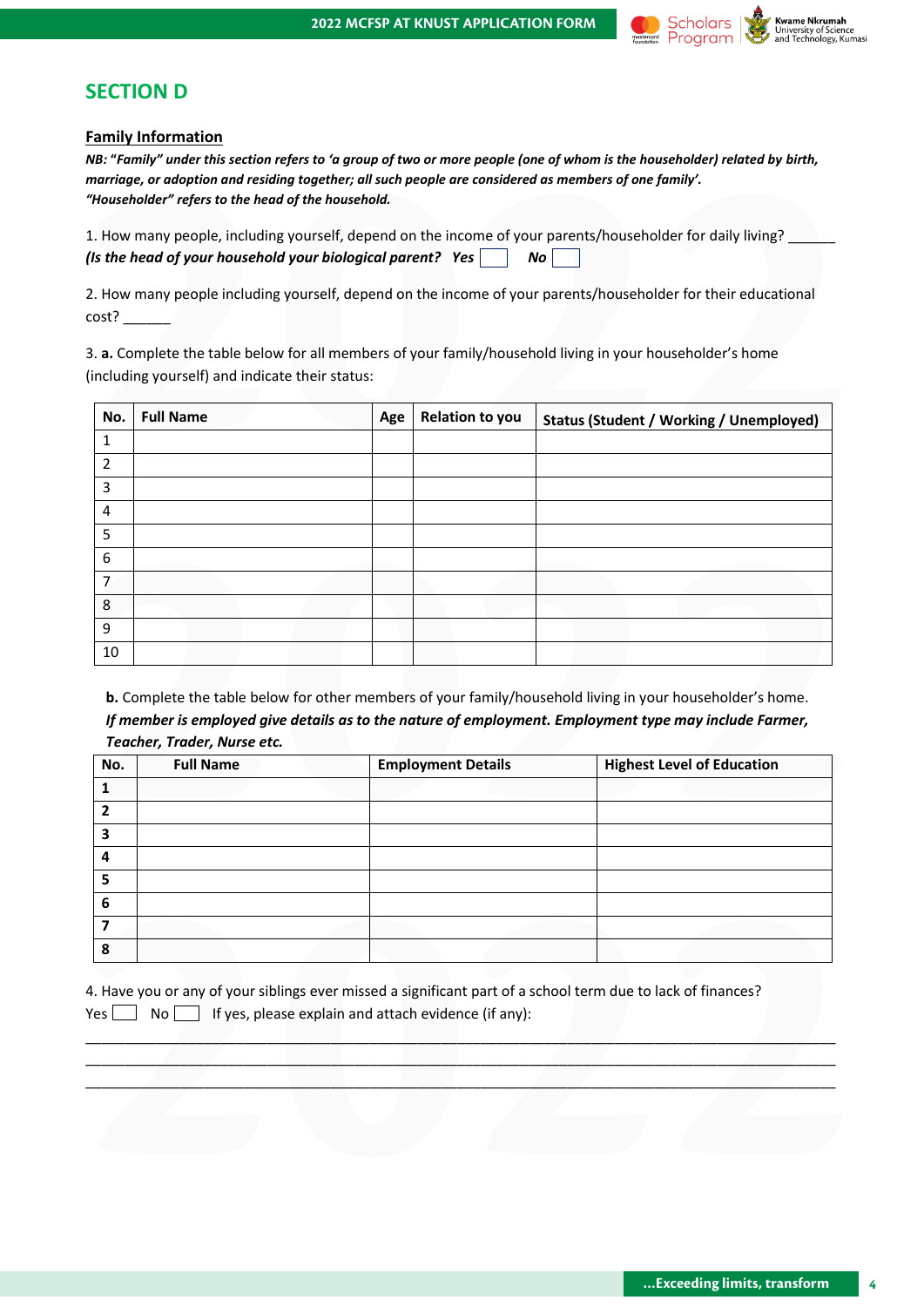## SECTION D

### Family Information

***NB: "Family" under this section refers to 'a group of two or more people (one of whom is the householder) related by birth, marriage, or adoption and residing together; all such people are considered as members of one family'.***
***"Householder" refers to the head of the household.***

1. How many people, including yourself, depend on the income of your parents/householder for daily living? ______
***(Is the head of your household your biological parent? Yes ☐ No ☐***

2. How many people including yourself, depend on the income of your parents/householder for their educational cost? ______

3. **a.** Complete the table below for all members of your family/household living in your householder's home (including yourself) and indicate their status:

| No. | Full Name | Age | Relation to you | Status (Student / Working / Unemployed) |
|---|---|---|---|---|
| 1 | | | | |
| 2 | | | | |
| 3 | | | | |
| 4 | | | | |
| 5 | | | | |
| 6 | | | | |
| 7 | | | | |
| 8 | | | | |
| 9 | | | | |
| 10 | | | | |

**b.** Complete the table below for other members of your family/household living in your householder's home.
***If member is employed give details as to the nature of employment. Employment type may include Farmer, Teacher, Trader, Nurse etc.***

| No. | Full Name | Employment Details | Highest Level of Education |
|---|---|---|---|
| **1** | | | |
| **2** | | | |
| **3** | | | |
| **4** | | | |
| **5** | | | |
| **6** | | | |
| **7** | | | |
| **8** | | | |

4. Have you or any of your siblings ever missed a significant part of a school term due to lack of finances?
Yes ☐ No ☐ If yes, please explain and attach evidence (if any):

_______________________________________________________________________________________
_______________________________________________________________________________________
_______________________________________________________________________________________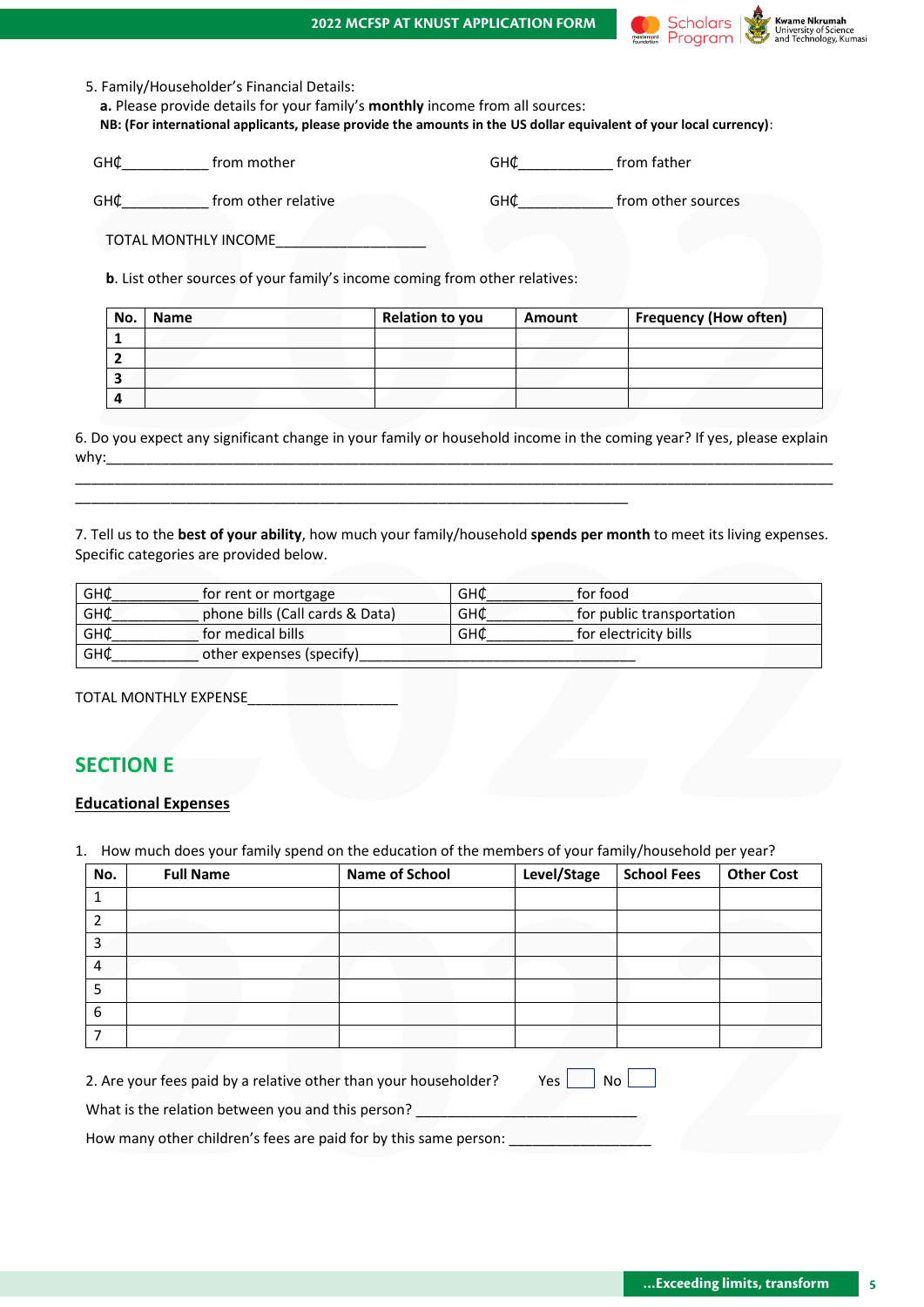5. Family/Householder's Financial Details:

**a.** Please provide details for your family's **monthly** income from all sources:

**NB: (For international applicants, please provide the amounts in the US dollar equivalent of your local currency)**:

GH₵___________ from mother GH₵____________ from father

GH₵___________ from other relative GH₵____________ from other sources

TOTAL MONTHLY INCOME___________________

**b**. List other sources of your family's income coming from other relatives:

| No. | Name | Relation to you | Amount | Frequency (How often) |
|---|---|---|---|---|
| 1 | | | | |
| 2 | | | | |
| 3 | | | | |
| 4 | | | | |

6. Do you expect any significant change in your family or household income in the coming year? If yes, please explain why:_____________________________________________________________________________________________
_____________________________________________________________________________________________
_________________________________________________________________________

7. Tell us to the **best of your ability**, how much your family/household **spends per month** to meet its living expenses. Specific categories are provided below.

| | |
|---|---|
| GH₵___________ for rent or mortgage | GH₵___________ for food |
| GH₵___________ phone bills (Call cards & Data) | GH₵___________ for public transportation |
| GH₵___________ for medical bills | GH₵___________ for electricity bills |
| GH₵___________ other expenses (specify)___________________________________ | |

TOTAL MONTHLY EXPENSE___________________

## SECTION E

**Educational Expenses**

1. How much does your family spend on the education of the members of your family/household per year?

| No. | Full Name | Name of School | Level/Stage | School Fees | Other Cost |
|---|---|---|---|---|---|
| 1 | | | | | |
| 2 | | | | | |
| 3 | | | | | |
| 4 | | | | | |
| 5 | | | | | |
| 6 | | | | | |
| 7 | | | | | |

2. Are your fees paid by a relative other than your householder? Yes ☐ No ☐

What is the relation between you and this person? _____________________________

How many other children's fees are paid for by this same person: __________________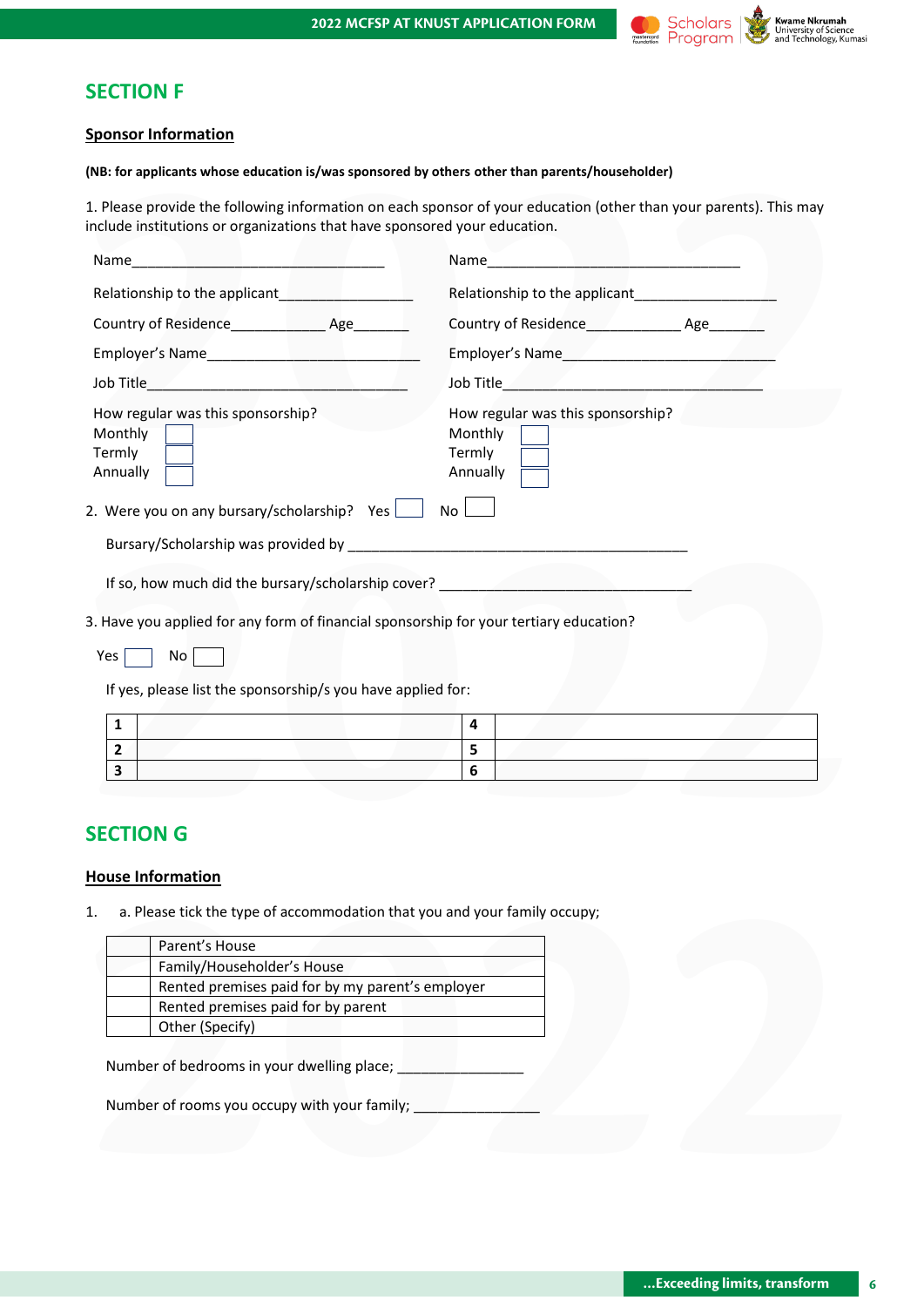## SECTION F

### Sponsor Information

**(NB: for applicants whose education is/was sponsored by others other than parents/householder)**

1. Please provide the following information on each sponsor of your education (other than your parents). This may include institutions or organizations that have sponsored your education.

Name_________________________________

Relationship to the applicant_________________

Country of Residence____________ Age_______

Employer's Name____________________________

Job Title__________________________________

How regular was this sponsorship?

Monthly ☐
Termly ☐
Annually ☐

Name_________________________________

Relationship to the applicant_________________

Country of Residence____________ Age_______

Employer's Name____________________________

Job Title__________________________________

How regular was this sponsorship?

Monthly ☐
Termly ☐
Annually ☐

2. Were you on any bursary/scholarship? Yes ☐ No ☐

   Bursary/Scholarship was provided by _____________________________________________

   If so, how much did the bursary/scholarship cover? _________________________________

3. Have you applied for any form of financial sponsorship for your tertiary education?

   Yes ☐ No ☐

   If yes, please list the sponsorship/s you have applied for:

| 1 | | 4 | |
|---|---|---|---|
| 2 | | 5 | |
| 3 | | 6 | |

## SECTION G

### House Information

1. a. Please tick the type of accommodation that you and your family occupy;

| | |
|---|---|
| | Parent's House |
| | Family/Householder's House |
| | Rented premises paid for by my parent's employer |
| | Rented premises paid for by parent |
| | Other (Specify) |

Number of bedrooms in your dwelling place; ________________

Number of rooms you occupy with your family; ________________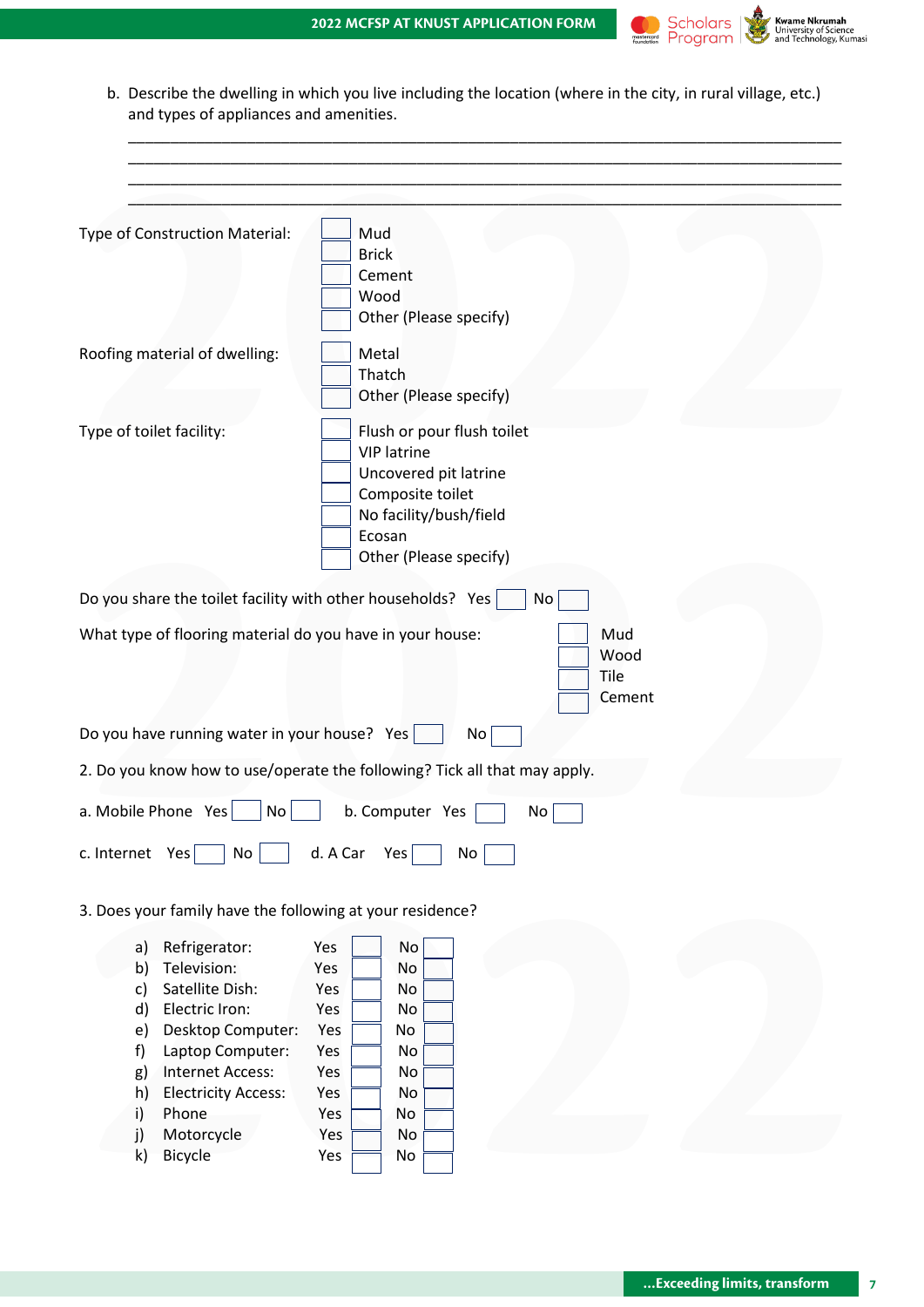b. Describe the dwelling in which you live including the location (where in the city, in rural village, etc.) and types of appliances and amenities.

______________________________________________________________________________
______________________________________________________________________________
______________________________________________________________________________
______________________________________________________________________________

Type of Construction Material:

- ☐ Mud
- ☐ Brick
- ☐ Cement
- ☐ Wood
- ☐ Other (Please specify)

Roofing material of dwelling:

- ☐ Metal
- ☐ Thatch
- ☐ Other (Please specify)

Type of toilet facility:

- ☐ Flush or pour flush toilet
- ☐ VIP latrine
- ☐ Uncovered pit latrine
- ☐ Composite toilet
- ☐ No facility/bush/field
- ☐ Ecosan
- ☐ Other (Please specify)

Do you share the toilet facility with other households? Yes ☐ No ☐

What type of flooring material do you have in your house:

- ☐ Mud
- ☐ Wood
- ☐ Tile
- ☐ Cement

Do you have running water in your house? Yes ☐ No ☐

2. Do you know how to use/operate the following? Tick all that may apply.

a. Mobile Phone Yes ☐ No ☐ b. Computer Yes ☐ No ☐

c. Internet Yes ☐ No ☐ d. A Car Yes ☐ No ☐

3. Does your family have the following at your residence?

| | | Yes | No |
|---|---|---|---|
| a) | Refrigerator: | ☐ | ☐ |
| b) | Television: | ☐ | ☐ |
| c) | Satellite Dish: | ☐ | ☐ |
| d) | Electric Iron: | ☐ | ☐ |
| e) | Desktop Computer: | ☐ | ☐ |
| f) | Laptop Computer: | ☐ | ☐ |
| g) | Internet Access: | ☐ | ☐ |
| h) | Electricity Access: | ☐ | ☐ |
| i) | Phone | ☐ | ☐ |
| j) | Motorcycle | ☐ | ☐ |
| k) | Bicycle | ☐ | ☐ |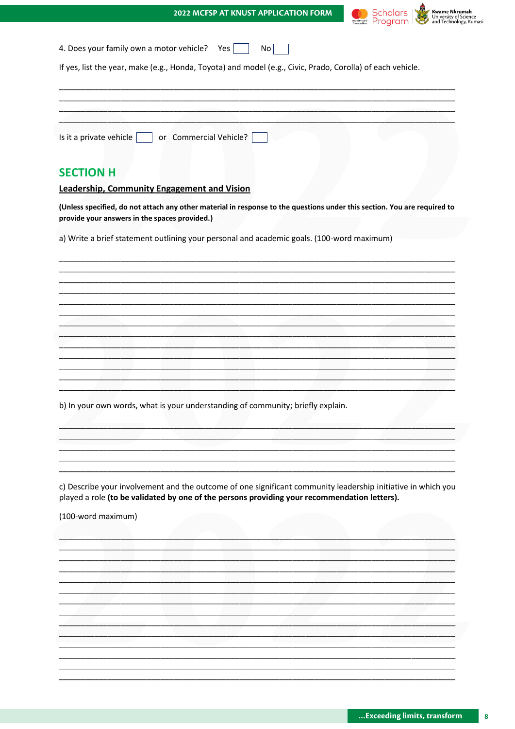4. Does your family own a motor vehicle? Yes ☐ No ☐

If yes, list the year, make (e.g., Honda, Toyota) and model (e.g., Civic, Prado, Corolla) of each vehicle.

\_\_\_\_\_\_\_\_\_\_\_\_\_\_\_\_\_\_\_\_\_\_\_\_\_\_\_\_\_\_\_\_\_\_\_\_\_\_\_\_\_\_\_\_\_\_\_\_\_\_\_\_\_\_\_\_\_\_\_\_\_\_\_\_\_\_\_\_\_\_\_\_\_\_\_\_\_\_
\_\_\_\_\_\_\_\_\_\_\_\_\_\_\_\_\_\_\_\_\_\_\_\_\_\_\_\_\_\_\_\_\_\_\_\_\_\_\_\_\_\_\_\_\_\_\_\_\_\_\_\_\_\_\_\_\_\_\_\_\_\_\_\_\_\_\_\_\_\_\_\_\_\_\_\_\_\_
\_\_\_\_\_\_\_\_\_\_\_\_\_\_\_\_\_\_\_\_\_\_\_\_\_\_\_\_\_\_\_\_\_\_\_\_\_\_\_\_\_\_\_\_\_\_\_\_\_\_\_\_\_\_\_\_\_\_\_\_\_\_\_\_\_\_\_\_\_\_\_\_\_\_\_\_\_\_
\_\_\_\_\_\_\_\_\_\_\_\_\_\_\_\_\_\_\_\_\_\_\_\_\_\_\_\_\_\_\_\_\_\_\_\_\_\_\_\_\_\_\_\_\_\_\_\_\_\_\_\_\_\_\_\_\_\_\_\_\_\_\_\_\_\_\_\_\_\_\_\_\_\_\_\_\_\_

Is it a private vehicle ☐ or Commercial Vehicle? ☐

## SECTION H

### Leadership, Community Engagement and Vision

**(Unless specified, do not attach any other material in response to the questions under this section. You are required to provide your answers in the spaces provided.)**

a) Write a brief statement outlining your personal and academic goals. (100-word maximum)

\_\_\_\_\_\_\_\_\_\_\_\_\_\_\_\_\_\_\_\_\_\_\_\_\_\_\_\_\_\_\_\_\_\_\_\_\_\_\_\_\_\_\_\_\_\_\_\_\_\_\_\_\_\_\_\_\_\_\_\_\_\_\_\_\_\_\_\_\_\_\_\_\_\_\_\_\_\_
\_\_\_\_\_\_\_\_\_\_\_\_\_\_\_\_\_\_\_\_\_\_\_\_\_\_\_\_\_\_\_\_\_\_\_\_\_\_\_\_\_\_\_\_\_\_\_\_\_\_\_\_\_\_\_\_\_\_\_\_\_\_\_\_\_\_\_\_\_\_\_\_\_\_\_\_\_\_
\_\_\_\_\_\_\_\_\_\_\_\_\_\_\_\_\_\_\_\_\_\_\_\_\_\_\_\_\_\_\_\_\_\_\_\_\_\_\_\_\_\_\_\_\_\_\_\_\_\_\_\_\_\_\_\_\_\_\_\_\_\_\_\_\_\_\_\_\_\_\_\_\_\_\_\_\_\_
\_\_\_\_\_\_\_\_\_\_\_\_\_\_\_\_\_\_\_\_\_\_\_\_\_\_\_\_\_\_\_\_\_\_\_\_\_\_\_\_\_\_\_\_\_\_\_\_\_\_\_\_\_\_\_\_\_\_\_\_\_\_\_\_\_\_\_\_\_\_\_\_\_\_\_\_\_\_
\_\_\_\_\_\_\_\_\_\_\_\_\_\_\_\_\_\_\_\_\_\_\_\_\_\_\_\_\_\_\_\_\_\_\_\_\_\_\_\_\_\_\_\_\_\_\_\_\_\_\_\_\_\_\_\_\_\_\_\_\_\_\_\_\_\_\_\_\_\_\_\_\_\_\_\_\_\_
\_\_\_\_\_\_\_\_\_\_\_\_\_\_\_\_\_\_\_\_\_\_\_\_\_\_\_\_\_\_\_\_\_\_\_\_\_\_\_\_\_\_\_\_\_\_\_\_\_\_\_\_\_\_\_\_\_\_\_\_\_\_\_\_\_\_\_\_\_\_\_\_\_\_\_\_\_\_
\_\_\_\_\_\_\_\_\_\_\_\_\_\_\_\_\_\_\_\_\_\_\_\_\_\_\_\_\_\_\_\_\_\_\_\_\_\_\_\_\_\_\_\_\_\_\_\_\_\_\_\_\_\_\_\_\_\_\_\_\_\_\_\_\_\_\_\_\_\_\_\_\_\_\_\_\_\_
\_\_\_\_\_\_\_\_\_\_\_\_\_\_\_\_\_\_\_\_\_\_\_\_\_\_\_\_\_\_\_\_\_\_\_\_\_\_\_\_\_\_\_\_\_\_\_\_\_\_\_\_\_\_\_\_\_\_\_\_\_\_\_\_\_\_\_\_\_\_\_\_\_\_\_\_\_\_
\_\_\_\_\_\_\_\_\_\_\_\_\_\_\_\_\_\_\_\_\_\_\_\_\_\_\_\_\_\_\_\_\_\_\_\_\_\_\_\_\_\_\_\_\_\_\_\_\_\_\_\_\_\_\_\_\_\_\_\_\_\_\_\_\_\_\_\_\_\_\_\_\_\_\_\_\_\_
\_\_\_\_\_\_\_\_\_\_\_\_\_\_\_\_\_\_\_\_\_\_\_\_\_\_\_\_\_\_\_\_\_\_\_\_\_\_\_\_\_\_\_\_\_\_\_\_\_\_\_\_\_\_\_\_\_\_\_\_\_\_\_\_\_\_\_\_\_\_\_\_\_\_\_\_\_\_
\_\_\_\_\_\_\_\_\_\_\_\_\_\_\_\_\_\_\_\_\_\_\_\_\_\_\_\_\_\_\_\_\_\_\_\_\_\_\_\_\_\_\_\_\_\_\_\_\_\_\_\_\_\_\_\_\_\_\_\_\_\_\_\_\_\_\_\_\_\_\_\_\_\_\_\_\_\_
\_\_\_\_\_\_\_\_\_\_\_\_\_\_\_\_\_\_\_\_\_\_\_\_\_\_\_\_\_\_\_\_\_\_\_\_\_\_\_\_\_\_\_\_\_\_\_\_\_\_\_\_\_\_\_\_\_\_\_\_\_\_\_\_\_\_\_\_\_\_\_\_\_\_\_\_\_\_
\_\_\_\_\_\_\_\_\_\_\_\_\_\_\_\_\_\_\_\_\_\_\_\_\_\_\_\_\_\_\_\_\_\_\_\_\_\_\_\_\_\_\_\_\_\_\_\_\_\_\_\_\_\_\_\_\_\_\_\_\_\_\_\_\_\_\_\_\_\_\_\_\_\_\_\_\_\_

b) In your own words, what is your understanding of community; briefly explain.

\_\_\_\_\_\_\_\_\_\_\_\_\_\_\_\_\_\_\_\_\_\_\_\_\_\_\_\_\_\_\_\_\_\_\_\_\_\_\_\_\_\_\_\_\_\_\_\_\_\_\_\_\_\_\_\_\_\_\_\_\_\_\_\_\_\_\_\_\_\_\_\_\_\_\_\_\_\_
\_\_\_\_\_\_\_\_\_\_\_\_\_\_\_\_\_\_\_\_\_\_\_\_\_\_\_\_\_\_\_\_\_\_\_\_\_\_\_\_\_\_\_\_\_\_\_\_\_\_\_\_\_\_\_\_\_\_\_\_\_\_\_\_\_\_\_\_\_\_\_\_\_\_\_\_\_\_
\_\_\_\_\_\_\_\_\_\_\_\_\_\_\_\_\_\_\_\_\_\_\_\_\_\_\_\_\_\_\_\_\_\_\_\_\_\_\_\_\_\_\_\_\_\_\_\_\_\_\_\_\_\_\_\_\_\_\_\_\_\_\_\_\_\_\_\_\_\_\_\_\_\_\_\_\_\_
\_\_\_\_\_\_\_\_\_\_\_\_\_\_\_\_\_\_\_\_\_\_\_\_\_\_\_\_\_\_\_\_\_\_\_\_\_\_\_\_\_\_\_\_\_\_\_\_\_\_\_\_\_\_\_\_\_\_\_\_\_\_\_\_\_\_\_\_\_\_\_\_\_\_\_\_\_\_
\_\_\_\_\_\_\_\_\_\_\_\_\_\_\_\_\_\_\_\_\_\_\_\_\_\_\_\_\_\_\_\_\_\_\_\_\_\_\_\_\_\_\_\_\_\_\_\_\_\_\_\_\_\_\_\_\_\_\_\_\_\_\_\_\_\_\_\_\_\_\_\_\_\_\_\_\_\_

c) Describe your involvement and the outcome of one significant community leadership initiative in which you played a role **(to be validated by one of the persons providing your recommendation letters).**

(100-word maximum)

\_\_\_\_\_\_\_\_\_\_\_\_\_\_\_\_\_\_\_\_\_\_\_\_\_\_\_\_\_\_\_\_\_\_\_\_\_\_\_\_\_\_\_\_\_\_\_\_\_\_\_\_\_\_\_\_\_\_\_\_\_\_\_\_\_\_\_\_\_\_\_\_\_\_\_\_\_\_
\_\_\_\_\_\_\_\_\_\_\_\_\_\_\_\_\_\_\_\_\_\_\_\_\_\_\_\_\_\_\_\_\_\_\_\_\_\_\_\_\_\_\_\_\_\_\_\_\_\_\_\_\_\_\_\_\_\_\_\_\_\_\_\_\_\_\_\_\_\_\_\_\_\_\_\_\_\_
\_\_\_\_\_\_\_\_\_\_\_\_\_\_\_\_\_\_\_\_\_\_\_\_\_\_\_\_\_\_\_\_\_\_\_\_\_\_\_\_\_\_\_\_\_\_\_\_\_\_\_\_\_\_\_\_\_\_\_\_\_\_\_\_\_\_\_\_\_\_\_\_\_\_\_\_\_\_
\_\_\_\_\_\_\_\_\_\_\_\_\_\_\_\_\_\_\_\_\_\_\_\_\_\_\_\_\_\_\_\_\_\_\_\_\_\_\_\_\_\_\_\_\_\_\_\_\_\_\_\_\_\_\_\_\_\_\_\_\_\_\_\_\_\_\_\_\_\_\_\_\_\_\_\_\_\_
\_\_\_\_\_\_\_\_\_\_\_\_\_\_\_\_\_\_\_\_\_\_\_\_\_\_\_\_\_\_\_\_\_\_\_\_\_\_\_\_\_\_\_\_\_\_\_\_\_\_\_\_\_\_\_\_\_\_\_\_\_\_\_\_\_\_\_\_\_\_\_\_\_\_\_\_\_\_
\_\_\_\_\_\_\_\_\_\_\_\_\_\_\_\_\_\_\_\_\_\_\_\_\_\_\_\_\_\_\_\_\_\_\_\_\_\_\_\_\_\_\_\_\_\_\_\_\_\_\_\_\_\_\_\_\_\_\_\_\_\_\_\_\_\_\_\_\_\_\_\_\_\_\_\_\_\_
\_\_\_\_\_\_\_\_\_\_\_\_\_\_\_\_\_\_\_\_\_\_\_\_\_\_\_\_\_\_\_\_\_\_\_\_\_\_\_\_\_\_\_\_\_\_\_\_\_\_\_\_\_\_\_\_\_\_\_\_\_\_\_\_\_\_\_\_\_\_\_\_\_\_\_\_\_\_
\_\_\_\_\_\_\_\_\_\_\_\_\_\_\_\_\_\_\_\_\_\_\_\_\_\_\_\_\_\_\_\_\_\_\_\_\_\_\_\_\_\_\_\_\_\_\_\_\_\_\_\_\_\_\_\_\_\_\_\_\_\_\_\_\_\_\_\_\_\_\_\_\_\_\_\_\_\_
\_\_\_\_\_\_\_\_\_\_\_\_\_\_\_\_\_\_\_\_\_\_\_\_\_\_\_\_\_\_\_\_\_\_\_\_\_\_\_\_\_\_\_\_\_\_\_\_\_\_\_\_\_\_\_\_\_\_\_\_\_\_\_\_\_\_\_\_\_\_\_\_\_\_\_\_\_\_
\_\_\_\_\_\_\_\_\_\_\_\_\_\_\_\_\_\_\_\_\_\_\_\_\_\_\_\_\_\_\_\_\_\_\_\_\_\_\_\_\_\_\_\_\_\_\_\_\_\_\_\_\_\_\_\_\_\_\_\_\_\_\_\_\_\_\_\_\_\_\_\_\_\_\_\_\_\_
\_\_\_\_\_\_\_\_\_\_\_\_\_\_\_\_\_\_\_\_\_\_\_\_\_\_\_\_\_\_\_\_\_\_\_\_\_\_\_\_\_\_\_\_\_\_\_\_\_\_\_\_\_\_\_\_\_\_\_\_\_\_\_\_\_\_\_\_\_\_\_\_\_\_\_\_\_\_
\_\_\_\_\_\_\_\_\_\_\_\_\_\_\_\_\_\_\_\_\_\_\_\_\_\_\_\_\_\_\_\_\_\_\_\_\_\_\_\_\_\_\_\_\_\_\_\_\_\_\_\_\_\_\_\_\_\_\_\_\_\_\_\_\_\_\_\_\_\_\_\_\_\_\_\_\_\_
\_\_\_\_\_\_\_\_\_\_\_\_\_\_\_\_\_\_\_\_\_\_\_\_\_\_\_\_\_\_\_\_\_\_\_\_\_\_\_\_\_\_\_\_\_\_\_\_\_\_\_\_\_\_\_\_\_\_\_\_\_\_\_\_\_\_\_\_\_\_\_\_\_\_\_\_\_\_
\_\_\_\_\_\_\_\_\_\_\_\_\_\_\_\_\_\_\_\_\_\_\_\_\_\_\_\_\_\_\_\_\_\_\_\_\_\_\_\_\_\_\_\_\_\_\_\_\_\_\_\_\_\_\_\_\_\_\_\_\_\_\_\_\_\_\_\_\_\_\_\_\_\_\_\_\_\_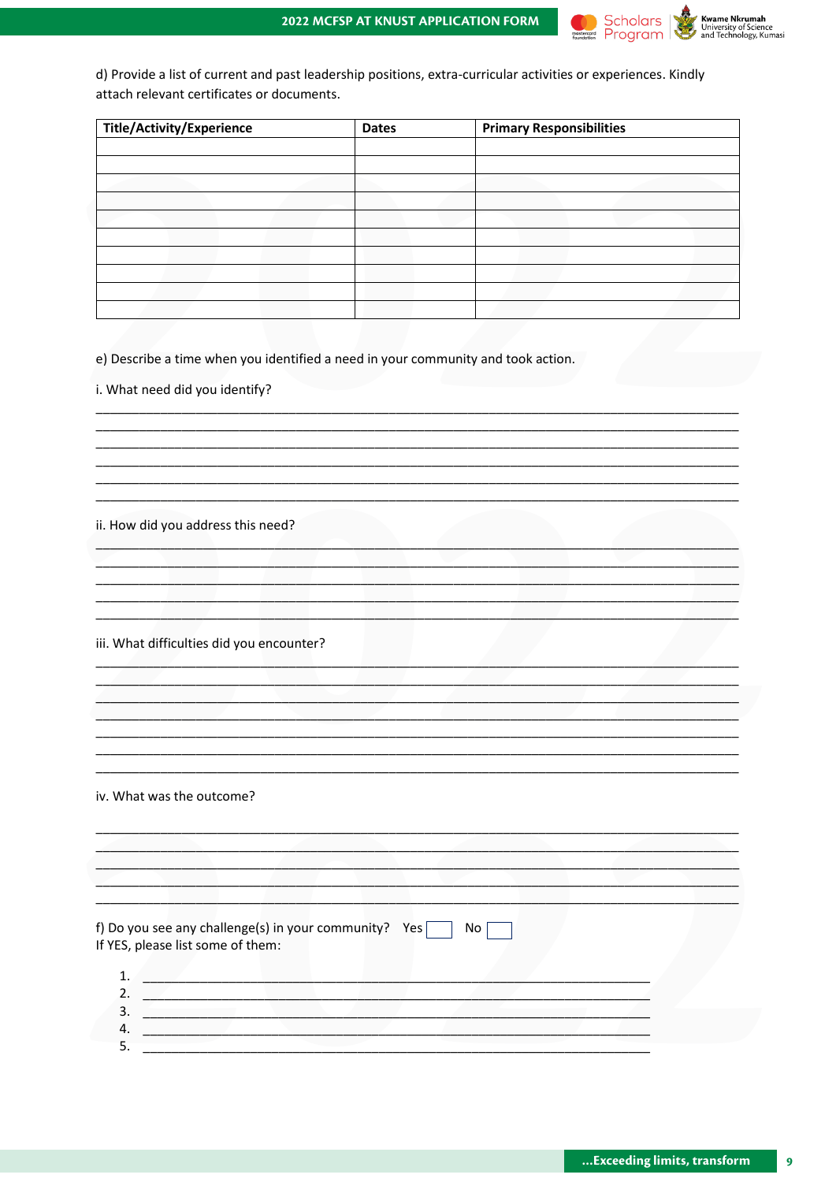d) Provide a list of current and past leadership positions, extra-curricular activities or experiences. Kindly attach relevant certificates or documents.

| Title/Activity/Experience | Dates | Primary Responsibilities |
|---|---|---|
| | | |
| | | |
| | | |
| | | |
| | | |
| | | |
| | | |
| | | |
| | | |
| | | |

e) Describe a time when you identified a need in your community and took action.

i. What need did you identify?

______________________________________________________________________________
______________________________________________________________________________
______________________________________________________________________________
______________________________________________________________________________
______________________________________________________________________________
______________________________________________________________________________

ii. How did you address this need?

______________________________________________________________________________
______________________________________________________________________________
______________________________________________________________________________
______________________________________________________________________________
______________________________________________________________________________

iii. What difficulties did you encounter?

______________________________________________________________________________
______________________________________________________________________________
______________________________________________________________________________
______________________________________________________________________________
______________________________________________________________________________
______________________________________________________________________________
______________________________________________________________________________

iv. What was the outcome?

______________________________________________________________________________
______________________________________________________________________________
______________________________________________________________________________
______________________________________________________________________________
______________________________________________________________________________

f) Do you see any challenge(s) in your community? Yes ☐ No ☐
If YES, please list some of them:

1. ____________________________________________________________
2. ____________________________________________________________
3. ____________________________________________________________
4. ____________________________________________________________
5. ____________________________________________________________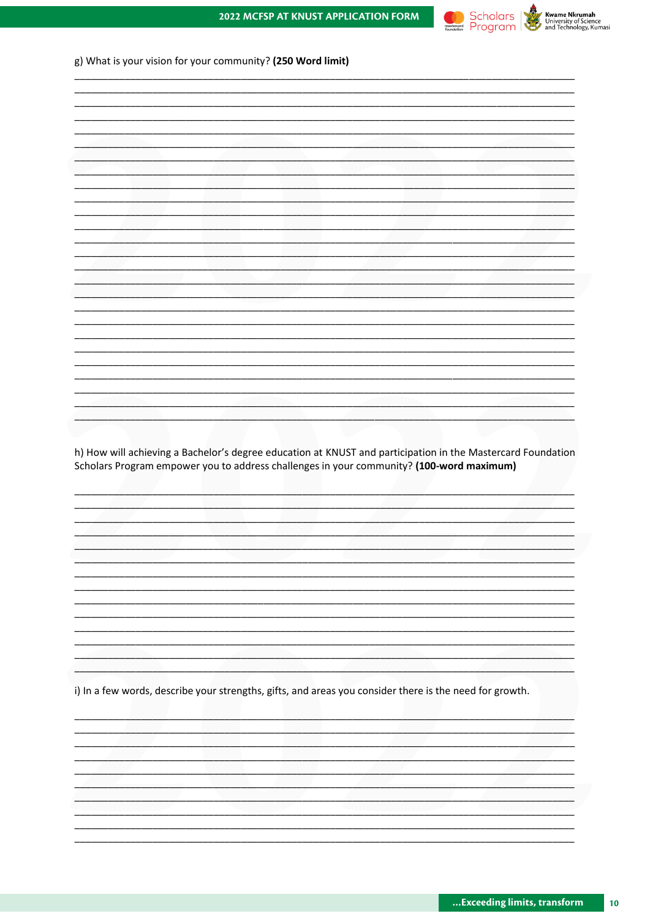g) What is your vision for your community? **(250 Word limit)**

h) How will achieving a Bachelor's degree education at KNUST and participation in the Mastercard Foundation Scholars Program empower you to address challenges in your community? **(100-word maximum)**

i) In a few words, describe your strengths, gifts, and areas you consider there is the need for growth.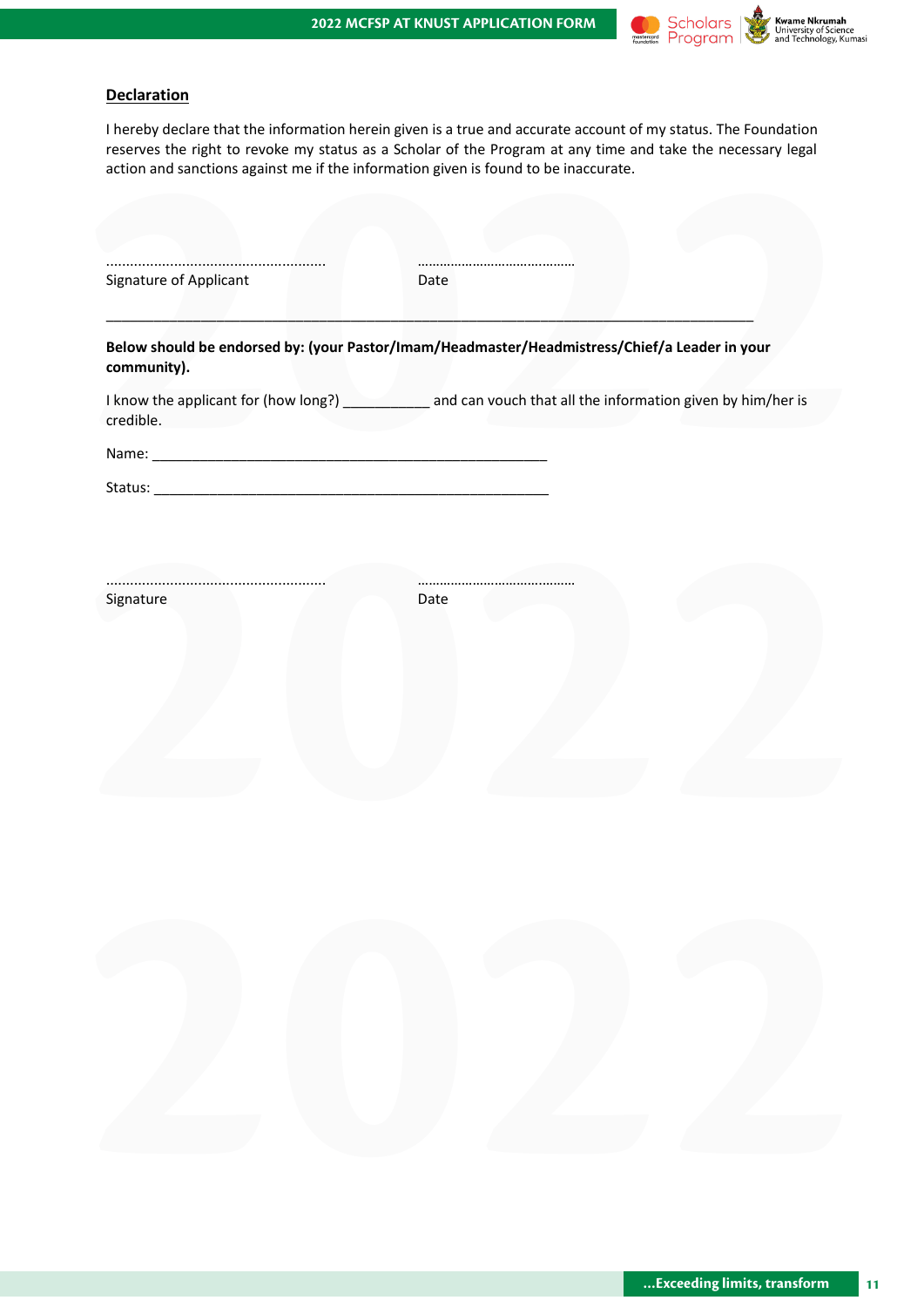## Declaration

I hereby declare that the information herein given is a true and accurate account of my status. The Foundation reserves the right to revoke my status as a Scholar of the Program at any time and take the necessary legal action and sanctions against me if the information given is found to be inaccurate.

.......................................................                    ..........................................

Signature of Applicant                                  Date

---

**Below should be endorsed by: (your Pastor/Imam/Headmaster/Headmistress/Chief/a Leader in your community).**

I know the applicant for (how long?) ___________ and can vouch that all the information given by him/her is credible.

Name: ____________________________________________________

Status: ____________________________________________________

.......................................................                    ..........................................

Signature                                                      Date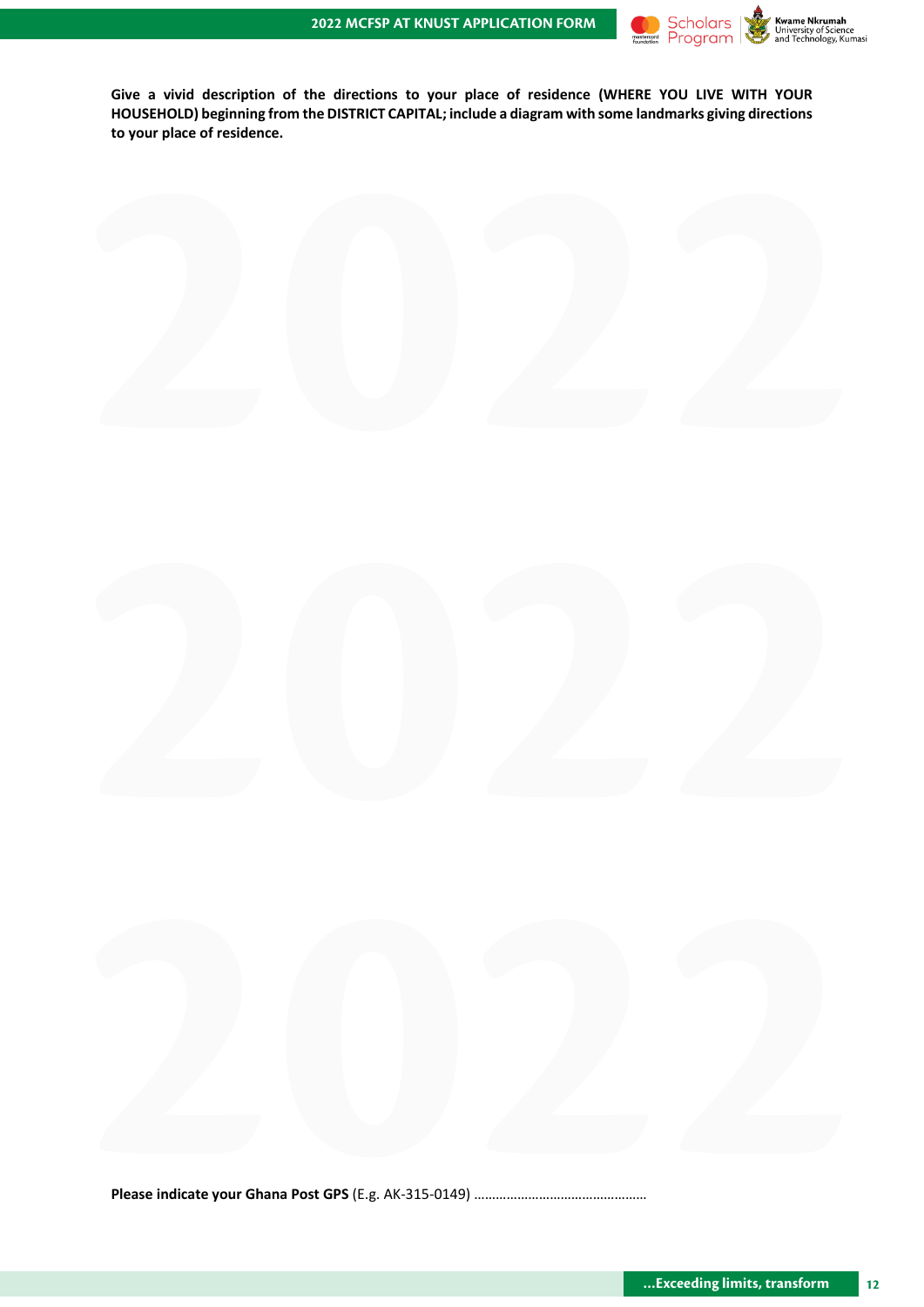**Give a vivid description of the directions to your place of residence (WHERE YOU LIVE WITH YOUR HOUSEHOLD) beginning from the DISTRICT CAPITAL; include a diagram with some landmarks giving directions to your place of residence.**

**Please indicate your Ghana Post GPS** (E.g. AK-315-0149) ...............................................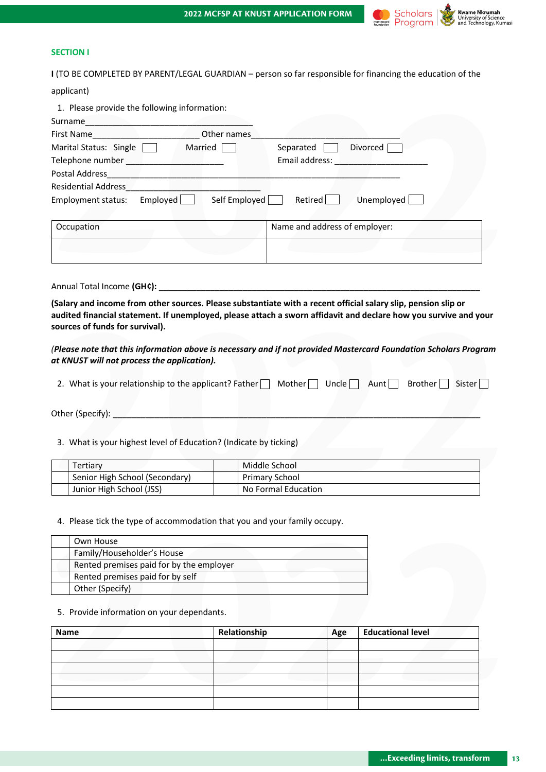## SECTION I

**I** (TO BE COMPLETED BY PARENT/LEGAL GUARDIAN – person so far responsible for financing the education of the applicant)

1. Please provide the following information:

Surname_____________________________________

First Name________________________ Other names________________________________

Marital Status: Single ☐ Married ☐ Separated ☐ Divorced ☐

Telephone number _____________________ Email address: _____________________

Postal Address_________________________________________________________________

Residential Address_____________________________

Employment status: Employed ☐ Self Employed ☐ Retired ☐ Unemployed ☐

| Occupation | Name and address of employer: |
|---|---|
| | |

Annual Total Income **(GH¢):** ___________________________________________________________________________

**(Salary and income from other sources. Please substantiate with a recent official salary slip, pension slip or audited financial statement. If unemployed, please attach a sworn affidavit and declare how you survive and your sources of funds for survival).**

***(Please note that this information above is necessary and if not provided Mastercard Foundation Scholars Program at KNUST will not process the application).***

2. What is your relationship to the applicant? Father ☐ Mother ☐ Uncle ☐ Aunt ☐ Brother ☐ Sister ☐

Other (Specify): ___________________________________________________________________________

3. What is your highest level of Education? (Indicate by ticking)

| | | | |
|---|---|---|---|
| | Tertiary | | Middle School |
| | Senior High School (Secondary) | | Primary School |
| | Junior High School (JSS) | | No Formal Education |

4. Please tick the type of accommodation that you and your family occupy.

| | |
|---|---|
| | Own House |
| | Family/Householder's House |
| | Rented premises paid for by the employer |
| | Rented premises paid for by self |
| | Other (Specify) |

5. Provide information on your dependants.

| **Name** | **Relationship** | **Age** | **Educational level** |
|---|---|---|---|
| | | | |
| | | | |
| | | | |
| | | | |
| | | | |
| | | | |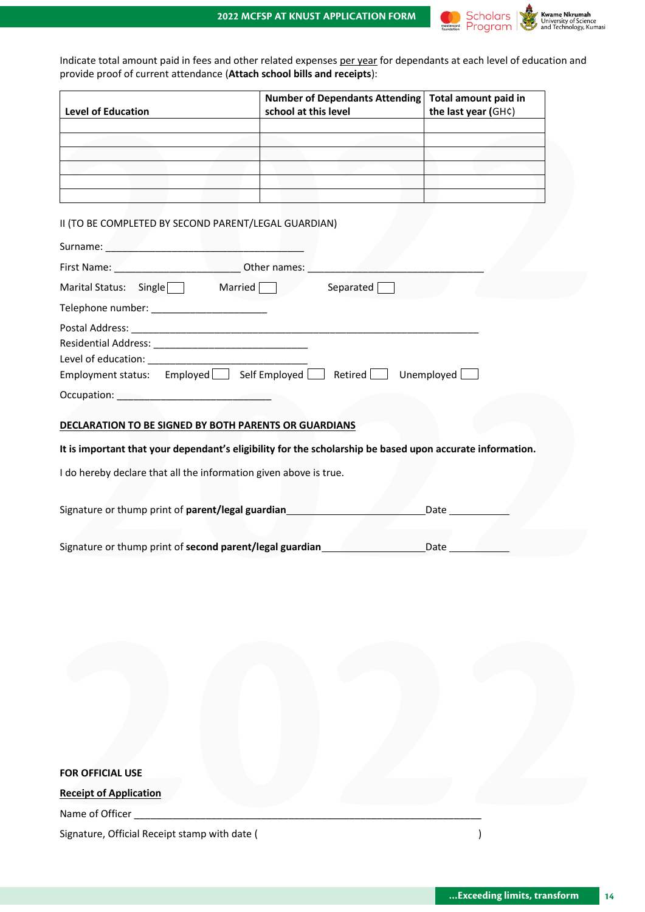Indicate total amount paid in fees and other related expenses per year for dependants at each level of education and provide proof of current attendance (**Attach school bills and receipts**):

| Level of Education | Number of Dependants Attending school at this level | Total amount paid in the last year (GH¢) |
|---|---|---|
| | | |
| | | |
| | | |
| | | |
| | | |
| | | |

II (TO BE COMPLETED BY SECOND PARENT/LEGAL GUARDIAN)

Surname: ___________________________________

First Name: ______________________ Other names: _______________________________

Marital Status: Single ☐ Married ☐ Separated ☐

Telephone number: ____________________

Postal Address: ______________________________________________________________

Residential Address: ___________________________

Level of education: ____________________________

Employment status: Employed ☐ Self Employed ☐ Retired ☐ Unemployed ☐

Occupation: ___________________________

**DECLARATION TO BE SIGNED BY BOTH PARENTS OR GUARDIANS**

**It is important that your dependant's eligibility for the scholarship be based upon accurate information.**

I do hereby declare that all the information given above is true.

Signature or thump print of **parent/legal guardian**_________________________Date ___________

Signature or thump print of **second parent/legal guardian**__________________Date ___________

**FOR OFFICIAL USE**

**Receipt of Application**

Name of Officer ______________________________________________________________

Signature, Official Receipt stamp with date (                                        )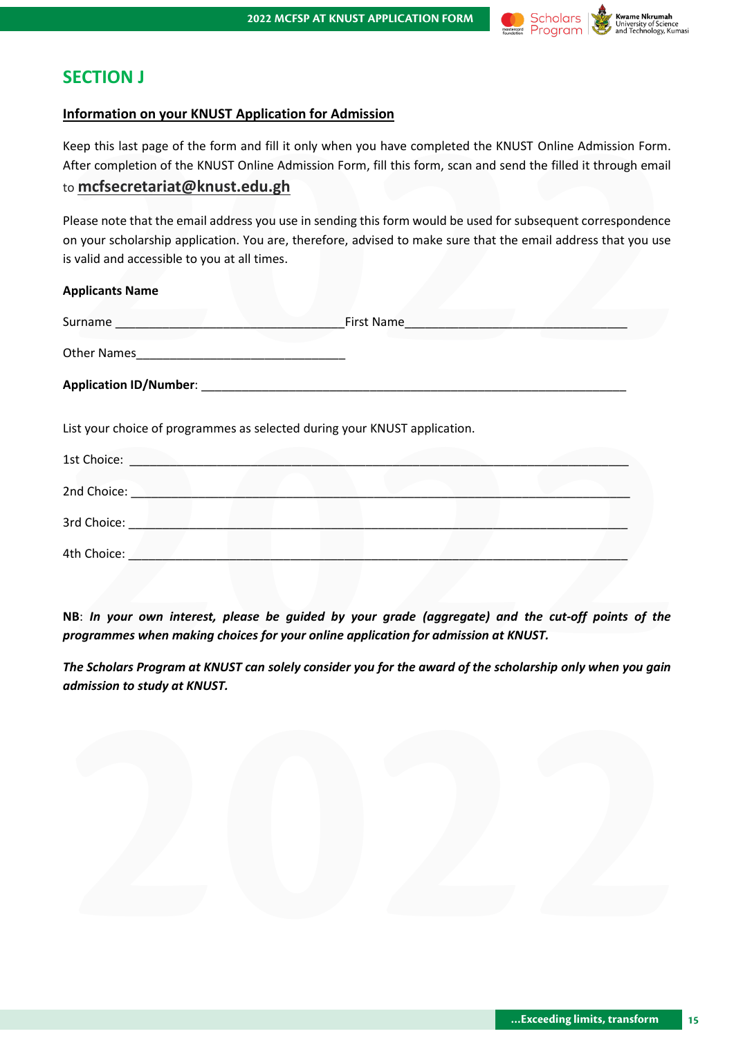## SECTION J

**Information on your KNUST Application for Admission**

Keep this last page of the form and fill it only when you have completed the KNUST Online Admission Form. After completion of the KNUST Online Admission Form, fill this form, scan and send the filled it through email to **mcfsecretariat@knust.edu.gh**

Please note that the email address you use in sending this form would be used for subsequent correspondence on your scholarship application. You are, therefore, advised to make sure that the email address that you use is valid and accessible to you at all times.

**Applicants Name**

Surname ________________________________First Name_______________________________

Other Names_____________________________

**Application ID/Number**: ____________________________________________________________

List your choice of programmes as selected during your KNUST application.

1st Choice: ______________________________________________________________________

2nd Choice: ______________________________________________________________________

3rd Choice: ______________________________________________________________________

4th Choice: ______________________________________________________________________

**NB**: ***In your own interest, please be guided by your grade (aggregate) and the cut-off points of the programmes when making choices for your online application for admission at KNUST.***

***The Scholars Program at KNUST can solely consider you for the award of the scholarship only when you gain admission to study at KNUST.***